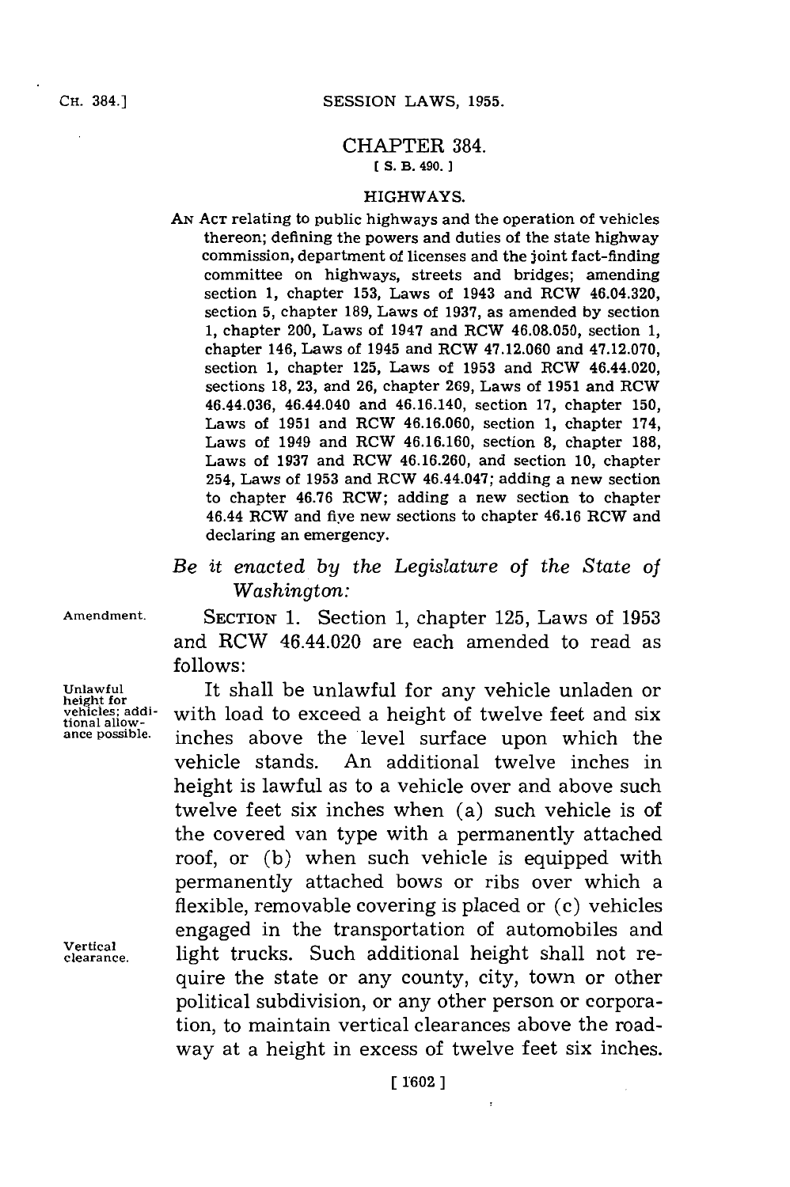# CHAPTER 384.

[ S. B. 490. ]

## HIGHWAYS.

AN ACT relating to public highways and the operation of vehicles thereon; defining the powers and duties of the state highway commission, department of licenses and the joint fact-finding committee on highways, streets and bridges; amending section 1, chapter 153, Laws of 1943 and RCW 46.04.320, section 5, chapter 189, Laws of 1937, as amended by section 1, chapter 200, Laws of 1947 and RCW 46.08.050, section 1, chapter 146, Laws of 1945 and RCW 47.12.060 and 47.12.070, section 1, chapter 125, Laws of 1953 and RCW 46.44.020, sections 18, 23, and 26, chapter 269, Laws of 1951 and RCW 46.44.036, 46.44.040 and 46.16.140, section 17, chapter 150, Laws of 1951 and RCW 46.16.060, section 1, chapter 174, Laws of 1949 and RCW 46.16.160, section 8, chapter 188, Laws of 1937 and RCW 46.16.260, and section 10, chapter 254, Laws of 1953 and RCW 46.44.047; adding a new section to chapter 46.76 RCW; adding a new section to chapter 46.44 RCW and five new sections to chapter 46.16 RCW and declaring an emergency.

*Be it enacted by the Legislature of the State of Washington:*

Amendment.

SECTION 1. Section 1, chapter 125, Laws of 1953 and RCW 46.44.020 are each amended to read as follows:

Unlawful height for vehicles; additional allowance possible.

It shall be unlawful for any vehicle unladen or with load to exceed a height of twelve feet and six inches above the level surface upon which the vehicle stands. An additional twelve inches in height is lawful as to a vehicle over and above such twelve feet six inches when (a) such vehicle is of the covered van type with a permanently attached roof, or (b) when such vehicle is equipped with permanently attached bows or ribs over which a flexible, removable covering is placed or (c) vehicles engaged in the transportation of automobiles and light trucks. Such additional height shall not require the state or any county, city, town or other political subdivision, or any other person or corporation, to maintain vertical clearances above the roadway at a height in excess of twelve feet six inches.

Vertical clearance.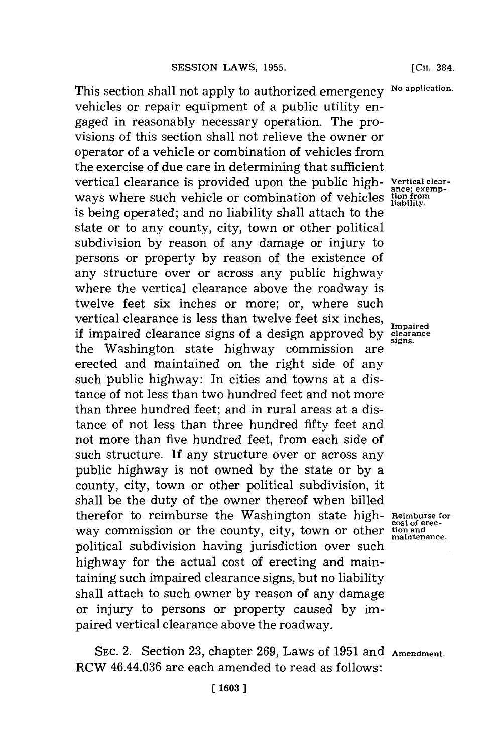This section shall not apply to authorized emergency vehicles or repair equipment of a public utility engaged in reasonably necessary operation. The provisions of this section shall not relieve the owner or operator of a vehicle or combination of vehicles from the exercise of due care in determining that sufficient vertical clearance is provided upon the public highways where such vehicle or combination of vehicles is being operated; and no liability shall attach to the state or to any county, city, town or other political subdivision by reason of any damage or injury to persons or property by reason of the existence of any structure over or across any public highway where the vertical clearance above the roadway is twelve feet six inches or more; or, where such vertical clearance is less than twelve feet six inches, if impaired clearance signs of a design approved by the Washington state highway commission are erected and maintained on the right side of any such public highway: In cities and towns at a distance of not less than two hundred feet and not more than three hundred feet; and in rural areas at a distance of not less than three hundred fifty feet and not more than five hundred feet, from each side of such structure. If any structure over or across any public highway is not owned by the state or by a county, city, town or other political subdivision, it shall be the duty of the owner thereof when billed therefor to reimburse the Washington state highway commission or the county, city, town or other political subdivision having jurisdiction over such highway for the actual cost of erecting and maintaining such impaired clearance signs, but no liability shall attach to such owner by reason of any damage or injury to persons or property caused by impaired vertical clearance above the roadway.

No application.

Vertical clearance; exemption from liability.

Impaired clearance signs.

Reimburse for cost of erection and maintenance.

SEC. 2. Section 23, chapter 269, Laws of 1951 and RCW 46.44.036 are each amended to read as follows:

Amendment.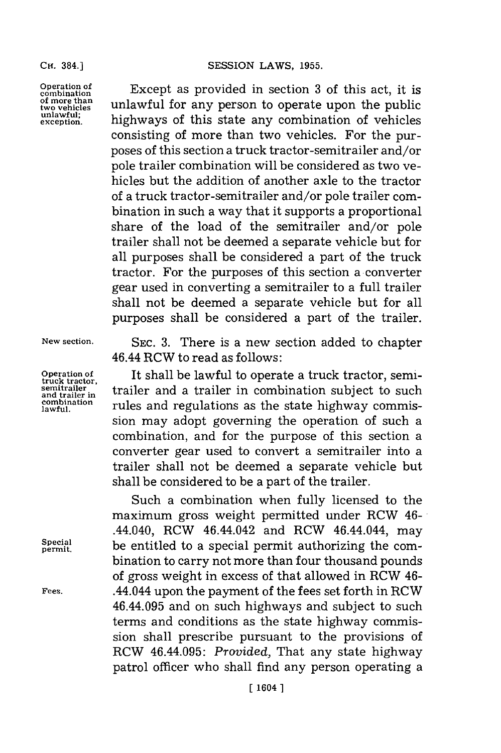Except as provided in section 3 of this act, it is unlawful for any person to operate upon the public highways of this state any combination of vehicles consisting of more than two vehicles. For the purposes of this section a truck tractor-semitrailer and/or pole trailer combination will be considered as two vehicles but the addition of another axle to the tractor of a truck tractor-semitrailer and/or pole trailer combination in such a way that it supports a proportional share of the load of the semitrailer and/or pole trailer shall not be deemed a separate vehicle but for all purposes shall be considered a part of the truck tractor. For the purposes of this section a converter gear used in converting a semitrailer to a full trailer shall not be deemed a separate vehicle but for all purposes shall be considered a part of the trailer.

SEC. 3. There is a new section added to chapter 46.44 RCW to read as follows:

It shall be lawful to operate a truck tractor, semitrailer and a trailer in combination subject to such rules and regulations as the state highway commission may adopt governing the operation of such a combination, and for the purpose of this section a converter gear used to convert a semitrailer into a trailer shall not be deemed a separate vehicle but shall be considered to be a part of the trailer.

Such a combination when fully licensed to the maximum gross weight permitted under RCW 46-.44.040, RCW 46.44.042 and RCW 46.44.044, may be entitled to a special permit authorizing the combination to carry not more than four thousand pounds of gross weight in excess of that allowed in RCW 46-.44.044 upon the payment of the fees set forth in RCW 46.44.095 and on such highways and subject to such terms and conditions as the state highway commission shall prescribe pursuant to the provisions of RCW 46.44.095: *Provided,* That any state highway patrol officer who shall find any person operating a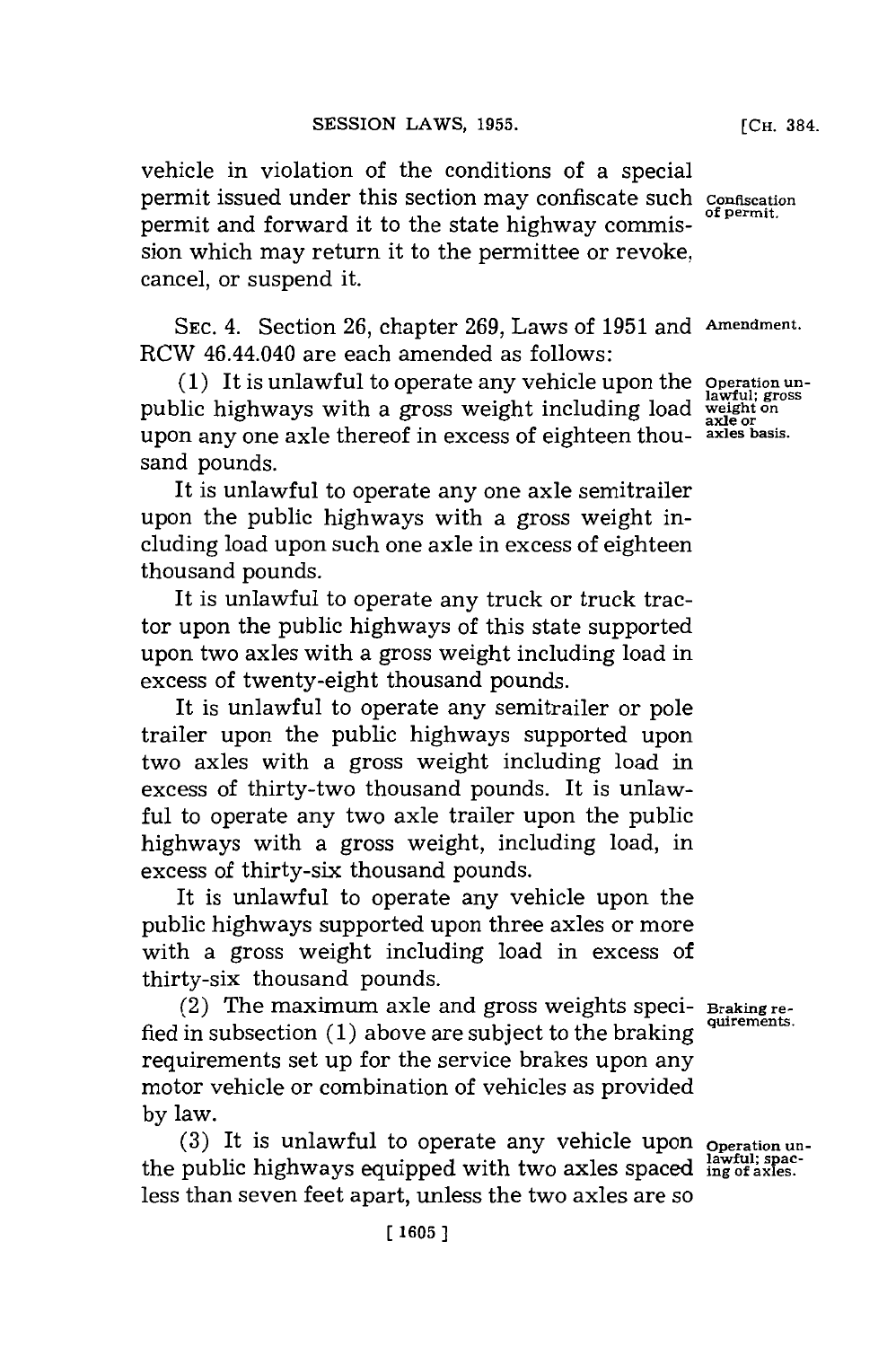vehicle in violation of the conditions of a special permit issued under this section may confiscate such permit and forward it to the state highway commission which may return it to the permittee or revoke, cancel, or suspend it.

Confiscation of permit.

SEC. 4. Section 26, chapter 269, Laws of 1951 and RCW 46.44.040 are each amended as follows:

Amendment.

(1) It is unlawful to operate any vehicle upon the public highways with a gross weight including load upon any one axle thereof in excess of eighteen thousand pounds.

Operation unlawful; gross weight on axle or axles basis.

It is unlawful to operate any one axle semitrailer upon the public highways with a gross weight including load upon such one axle in excess of eighteen thousand pounds.

It is unlawful to operate any truck or truck tractor upon the public highways of this state supported upon two axles with a gross weight including load in excess of twenty-eight thousand pounds.

It is unlawful to operate any semitrailer or pole trailer upon the public highways supported upon two axles with a gross weight including load in excess of thirty-two thousand pounds. It is unlawful to operate any two axle trailer upon the public highways with a gross weight, including load, in excess of thirty-six thousand pounds.

It is unlawful to operate any vehicle upon the public highways supported upon three axles or more with a gross weight including load in excess of thirty-six thousand pounds.

(2) The maximum axle and gross weights specified in subsection (1) above are subject to the braking requirements set up for the service brakes upon any motor vehicle or combination of vehicles as provided by law.

Braking requirements.

(3) It is unlawful to operate any vehicle upon the public highways equipped with two axles spaced less than seven feet apart, unless the two axles are so

Operation unlawful; spacing of axles.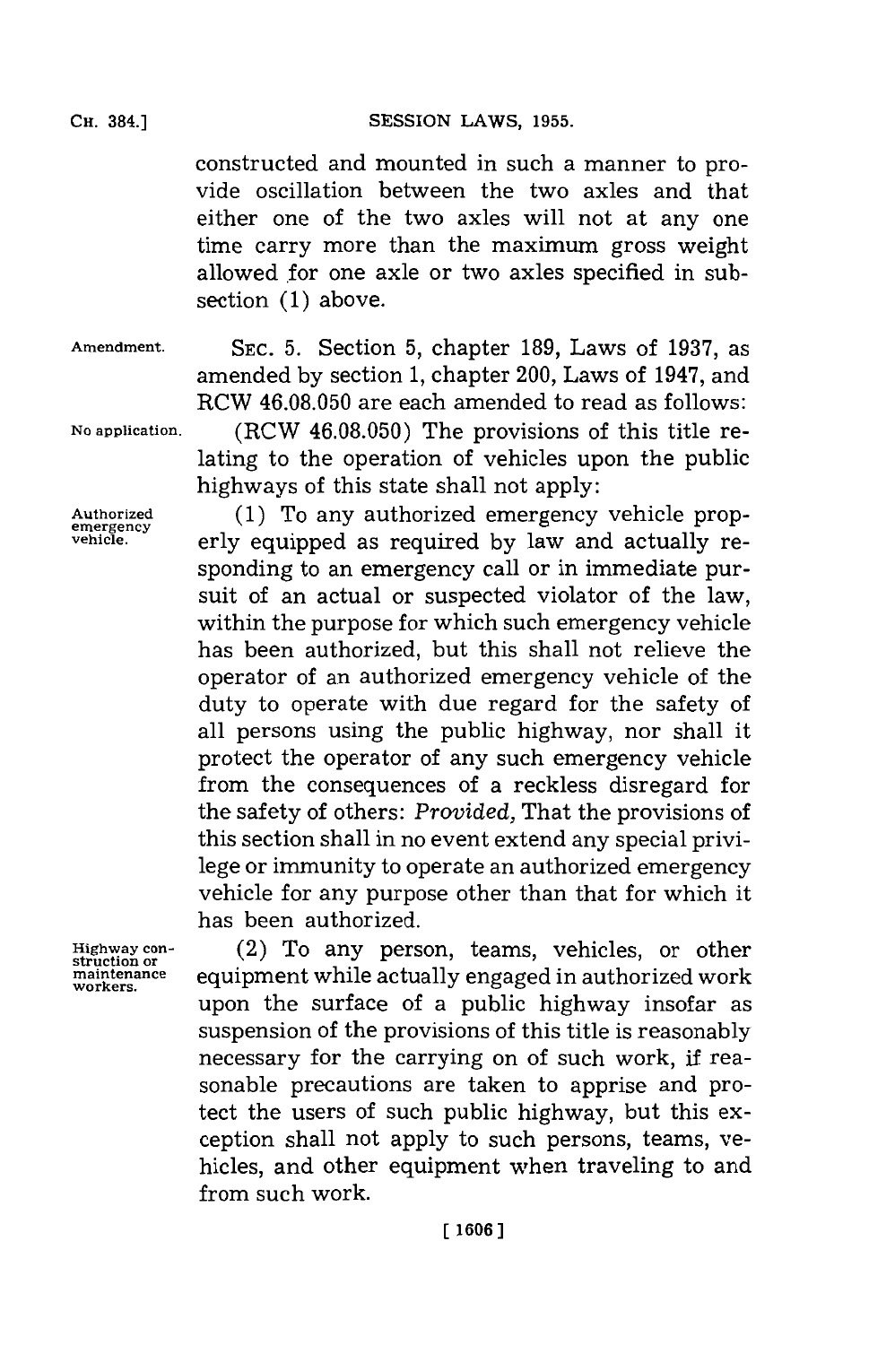constructed and mounted in such a manner to provide oscillation between the two axles and that either one of the two axles will not at any one time carry more than the maximum gross weight allowed for one axle or two axles specified in subsection (1) above.

Amendment.

SEC. 5. Section 5, chapter 189, Laws of 1937, as amended by section 1, chapter 200, Laws of 1947, and RCW 46.08.050 are each amended to read as follows:

No application.

(RCW 46.08.050) The provisions of this title relating to the operation of vehicles upon the public highways of this state shall not apply:

Authorized emergency vehicle.

(1) To any authorized emergency vehicle properly equipped as required by law and actually responding to an emergency call or in immediate pursuit of an actual or suspected violator of the law, within the purpose for which such emergency vehicle has been authorized, but this shall not relieve the operator of an authorized emergency vehicle of the duty to operate with due regard for the safety of all persons using the public highway, nor shall it protect the operator of any such emergency vehicle from the consequences of a reckless disregard for the safety of others: *Provided,* That the provisions of this section shall in no event extend any special privilege or immunity to operate an authorized emergency vehicle for any purpose other than that for which it has been authorized.

Highway construction or maintenance workers.

(2) To any person, teams, vehicles, or other equipment while actually engaged in authorized work upon the surface of a public highway insofar as suspension of the provisions of this title is reasonably necessary for the carrying on of such work, if reasonable precautions are taken to apprise and protect the users of such public highway, but this exception shall not apply to such persons, teams, vehicles, and other equipment when traveling to and from such work.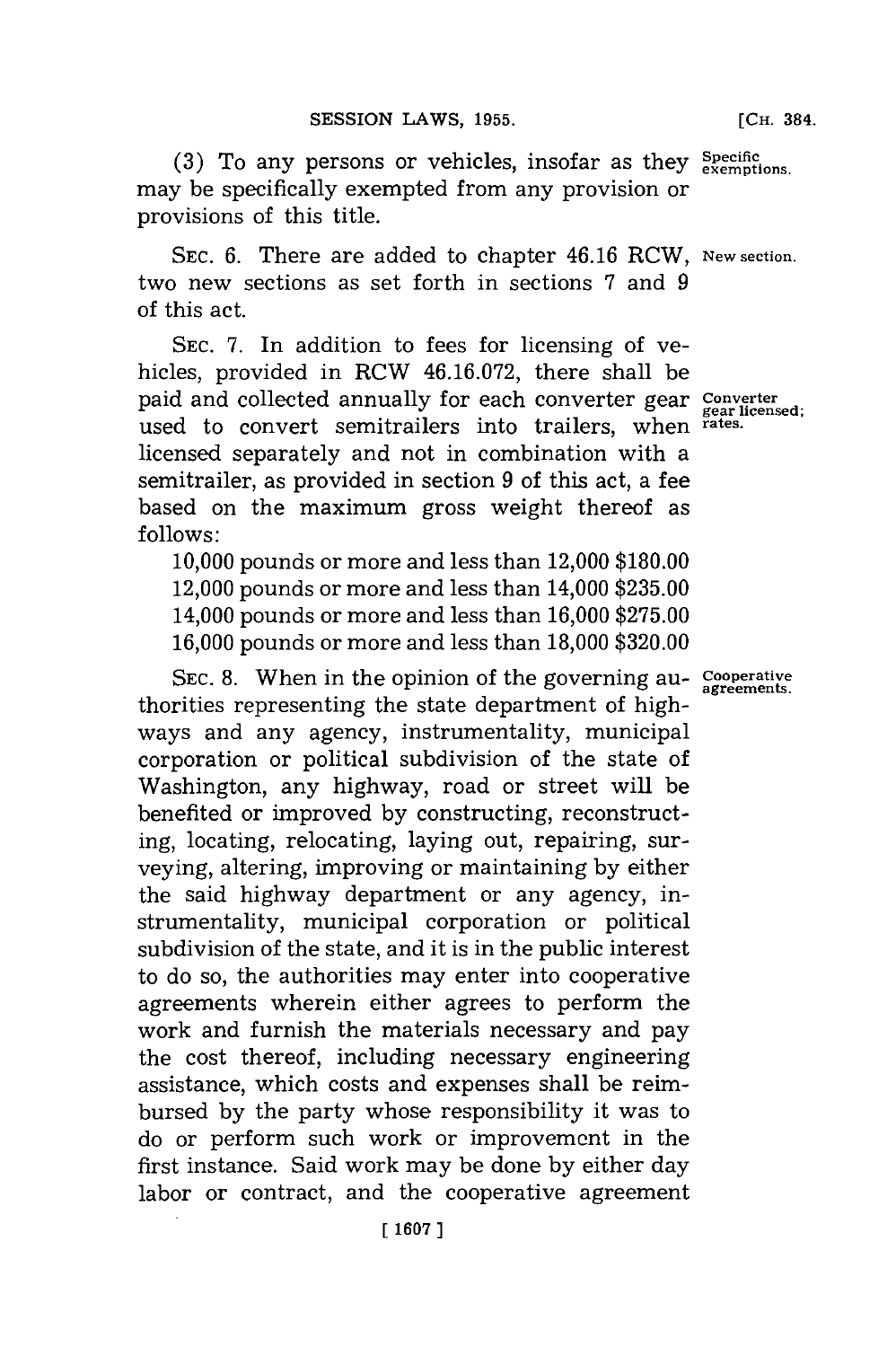(3) To any persons or vehicles, insofar as they may be specifically exempted from any provision or provisions of this title.

Specific exemptions.

SEC. 6. There are added to chapter 46.16 RCW, two new sections as set forth in sections 7 and 9 of this act.

New section.

SEC. 7. In addition to fees for licensing of vehicles, provided in RCW 46.16.072, there shall be paid and collected annually for each converter gear used to convert semitrailers into trailers, when licensed separately and not in combination with a semitrailer, as provided in section 9 of this act, a fee based on the maximum gross weight thereof as follows:

Converter gear licensed; rates.

10,000 pounds or more and less than 12,000 $180.00
12,000 pounds or more and less than 14,000 $235.00
14,000 pounds or more and less than 16,000 $275.00
16,000 pounds or more and less than 18,000 $320.00

SEC. 8. When in the opinion of the governing authorities representing the state department of highways and any agency, instrumentality, municipal corporation or political subdivision of the state of Washington, any highway, road or street will be benefited or improved by constructing, reconstructing, locating, relocating, laying out, repairing, surveying, altering, improving or maintaining by either the said highway department or any agency, instrumentality, municipal corporation or political subdivision of the state, and it is in the public interest to do so, the authorities may enter into cooperative agreements wherein either agrees to perform the work and furnish the materials necessary and pay the cost thereof, including necessary engineering assistance, which costs and expenses shall be reimbursed by the party whose responsibility it was to do or perform such work or improvement in the first instance. Said work may be done by either day labor or contract, and the cooperative agreement

Cooperative agreements.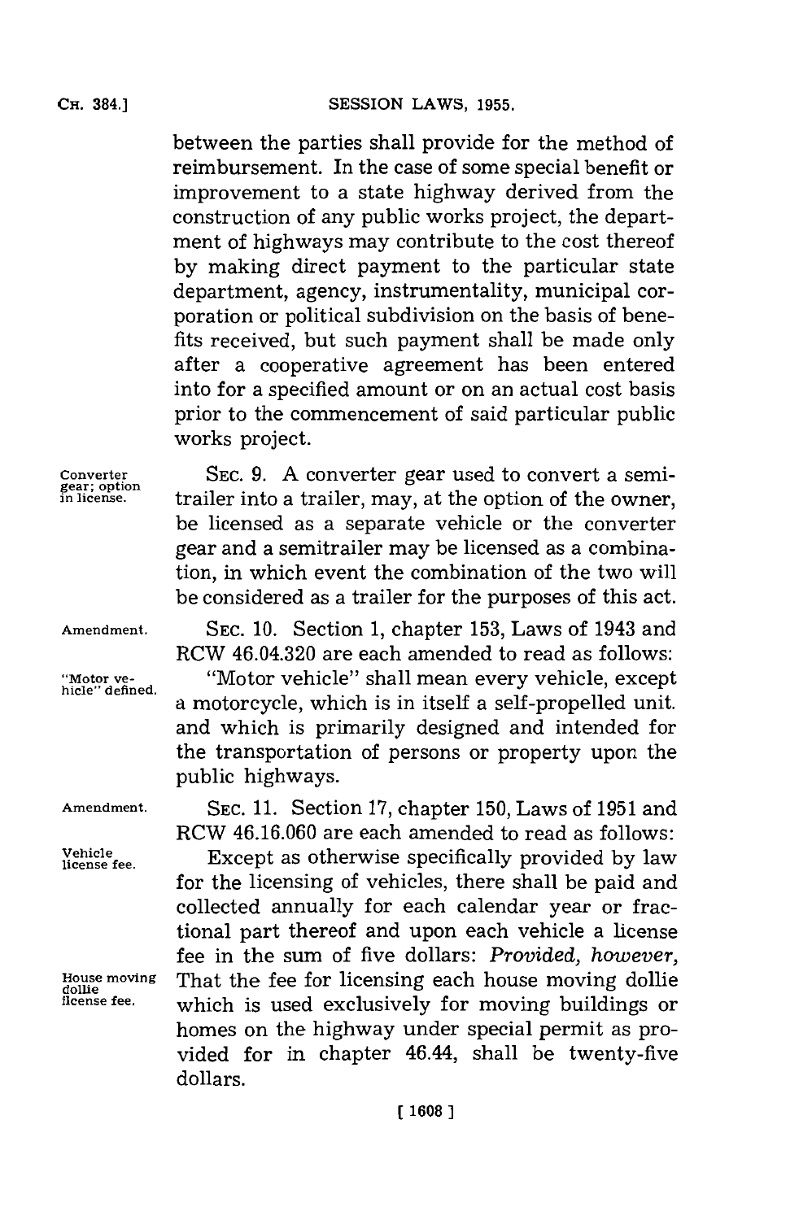between the parties shall provide for the method of reimbursement. In the case of some special benefit or improvement to a state highway derived from the construction of any public works project, the department of highways may contribute to the cost thereof by making direct payment to the particular state department, agency, instrumentality, municipal corporation or political subdivision on the basis of benefits received, but such payment shall be made only after a cooperative agreement has been entered into for a specified amount or on an actual cost basis prior to the commencement of said particular public works project.

Converter gear; option in license.

SEC. 9. A converter gear used to convert a semitrailer into a trailer, may, at the option of the owner, be licensed as a separate vehicle or the converter gear and a semitrailer may be licensed as a combination, in which event the combination of the two will be considered as a trailer for the purposes of this act.

Amendment.

SEC. 10. Section 1, chapter 153, Laws of 1943 and RCW 46.04.320 are each amended to read as follows:

"Motor vehicle" defined.

"Motor vehicle" shall mean every vehicle, except a motorcycle, which is in itself a self-propelled unit and which is primarily designed and intended for the transportation of persons or property upon the public highways.

Amendment.

SEC. 11. Section 17, chapter 150, Laws of 1951 and RCW 46.16.060 are each amended to read as follows:

Vehicle license fee.

Except as otherwise specifically provided by law for the licensing of vehicles, there shall be paid and collected annually for each calendar year or fractional part thereof and upon each vehicle a license fee in the sum of five dollars: *Provided, however,* That the fee for licensing each house moving dollie which is used exclusively for moving buildings or homes on the highway under special permit as provided for in chapter 46.44, shall be twenty-five dollars.

House moving dollie license fee.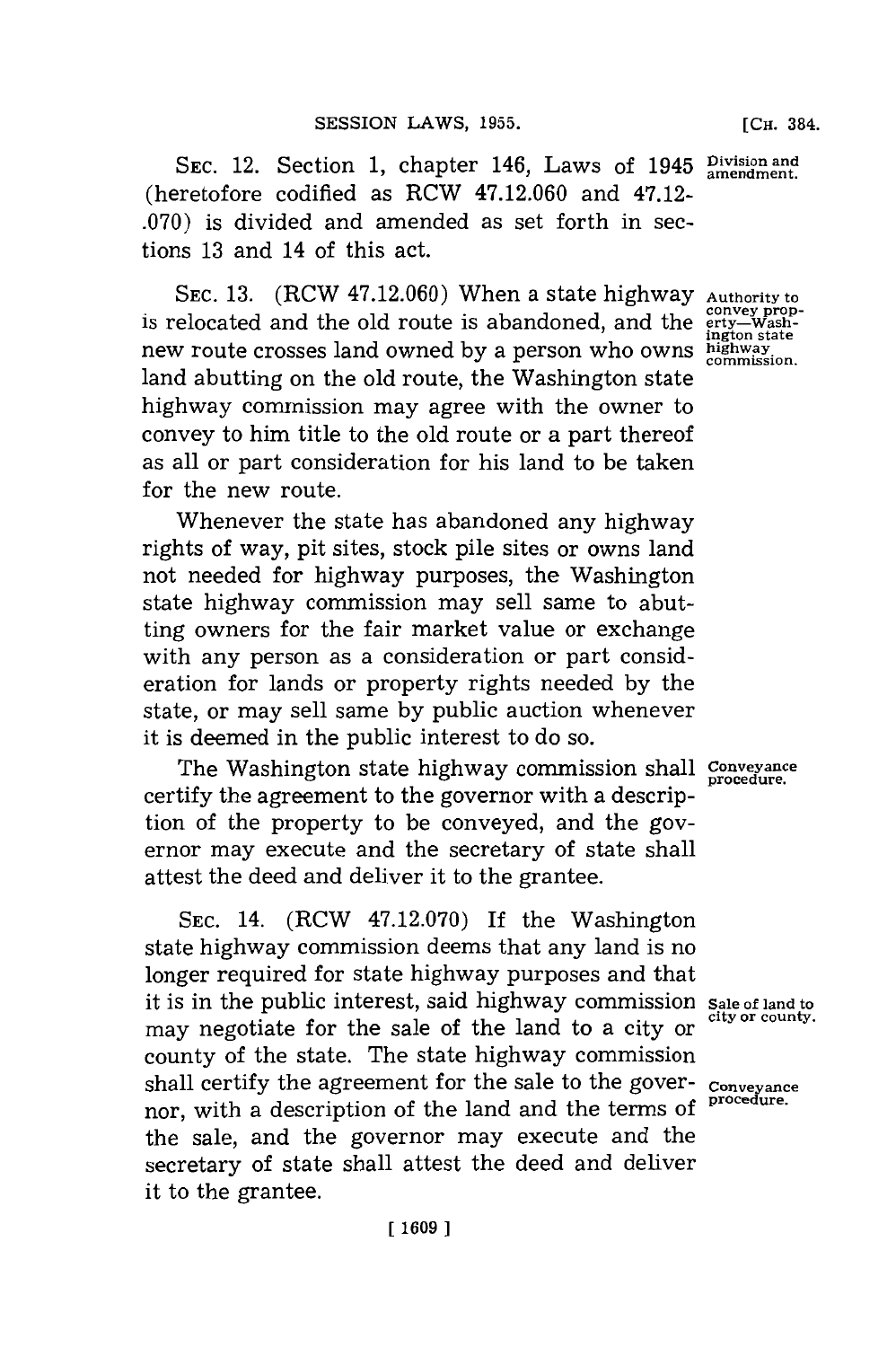SEC. 12. Section 1, chapter 146, Laws of 1945 (heretofore codified as RCW 47.12.060 and 47.12-.070) is divided and amended as set forth in sections 13 and 14 of this act.

Division and amendment.

SEC. 13. (RCW 47.12.060) When a state highway is relocated and the old route is abandoned, and the new route crosses land owned by a person who owns land abutting on the old route, the Washington state highway commission may agree with the owner to convey to him title to the old route or a part thereof as all or part consideration for his land to be taken for the new route.

Authority to convey property—Washington state highway commission.

Whenever the state has abandoned any highway rights of way, pit sites, stock pile sites or owns land not needed for highway purposes, the Washington state highway commission may sell same to abutting owners for the fair market value or exchange with any person as a consideration or part consideration for lands or property rights needed by the state, or may sell same by public auction whenever it is deemed in the public interest to do so.

The Washington state highway commission shall certify the agreement to the governor with a description of the property to be conveyed, and the governor may execute and the secretary of state shall attest the deed and deliver it to the grantee.

Conveyance procedure.

SEC. 14. (RCW 47.12.070) If the Washington state highway commission deems that any land is no longer required for state highway purposes and that it is in the public interest, said highway commission may negotiate for the sale of the land to a city or county of the state. The state highway commission shall certify the agreement for the sale to the governor, with a description of the land and the terms of the sale, and the governor may execute and the secretary of state shall attest the deed and deliver it to the grantee.

Sale of land to city or county.

Conveyance procedure.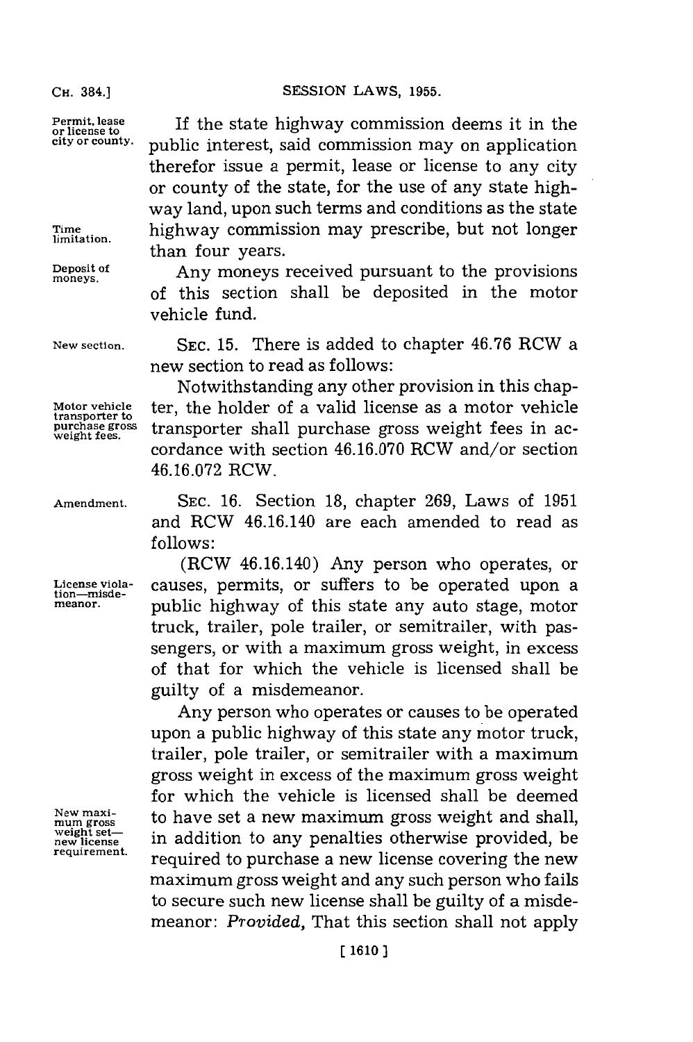Permit, lease or license to city or county.

If the state highway commission deems it in the public interest, said commission may on application therefor issue a permit, lease or license to any city or county of the state, for the use of any state highway land, upon such terms and conditions as the state highway commission may prescribe, but not longer than four years.

Time limitation.

Deposit of moneys.

Any moneys received pursuant to the provisions of this section shall be deposited in the motor vehicle fund.

New section.

SEC. 15. There is added to chapter 46.76 RCW a new section to read as follows:

Motor vehicle transporter to purchase gross weight fees.

Notwithstanding any other provision in this chapter, the holder of a valid license as a motor vehicle transporter shall purchase gross weight fees in accordance with section 46.16.070 RCW and/or section 46.16.072 RCW.

Amendment.

SEC. 16. Section 18, chapter 269, Laws of 1951 and RCW 46.16.140 are each amended to read as follows:

License violation—misdemeanor.

(RCW 46.16.140) Any person who operates, or causes, permits, or suffers to be operated upon a public highway of this state any auto stage, motor truck, trailer, pole trailer, or semitrailer, with passengers, or with a maximum gross weight, in excess of that for which the vehicle is licensed shall be guilty of a misdemeanor.

New maximum gross weight set—new license requirement.

Any person who operates or causes to be operated upon a public highway of this state any motor truck, trailer, pole trailer, or semitrailer with a maximum gross weight in excess of the maximum gross weight for which the vehicle is licensed shall be deemed to have set a new maximum gross weight and shall, in addition to any penalties otherwise provided, be required to purchase a new license covering the new maximum gross weight and any such person who fails to secure such new license shall be guilty of a misdemeanor: *Provided*, That this section shall not apply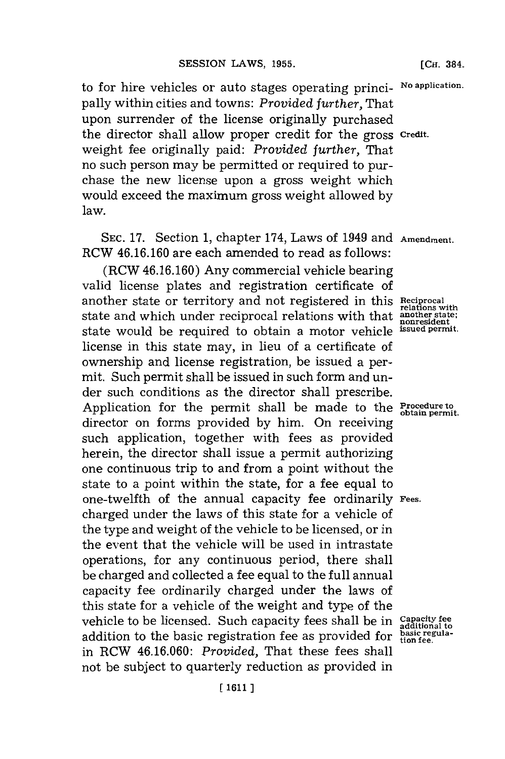to for hire vehicles or auto stages operating principally within cities and towns: *Provided further,* That upon surrender of the license originally purchased the director shall allow proper credit for the gross weight fee originally paid: *Provided further,* That no such person may be permitted or required to purchase the new license upon a gross weight which would exceed the maximum gross weight allowed by law.

No application.

Credit.

SEC. 17. Section 1, chapter 174, Laws of 1949 and RCW 46.16.160 are each amended to read as follows:

Amendment.

(RCW 46.16.160) Any commercial vehicle bearing valid license plates and registration certificate of another state or territory and not registered in this state and which under reciprocal relations with that state would be required to obtain a motor vehicle license in this state may, in lieu of a certificate of ownership and license registration, be issued a permit. Such permit shall be issued in such form and under such conditions as the director shall prescribe. Application for the permit shall be made to the director on forms provided by him. On receiving such application, together with fees as provided herein, the director shall issue a permit authorizing one continuous trip to and from a point without the state to a point within the state, for a fee equal to one-twelfth of the annual capacity fee ordinarily charged under the laws of this state for a vehicle of the type and weight of the vehicle to be licensed, or in the event that the vehicle will be used in intrastate operations, for any continuous period, there shall be charged and collected a fee equal to the full annual capacity fee ordinarily charged under the laws of this state for a vehicle of the weight and type of the vehicle to be licensed. Such capacity fees shall be in addition to the basic registration fee as provided for in RCW 46.16.060: *Provided,* That these fees shall not be subject to quarterly reduction as provided in

Reciprocal relations with another state; nonresident issued permit.

Procedure to obtain permit.

Fees.

Capacity fee additional to basic regulation fee.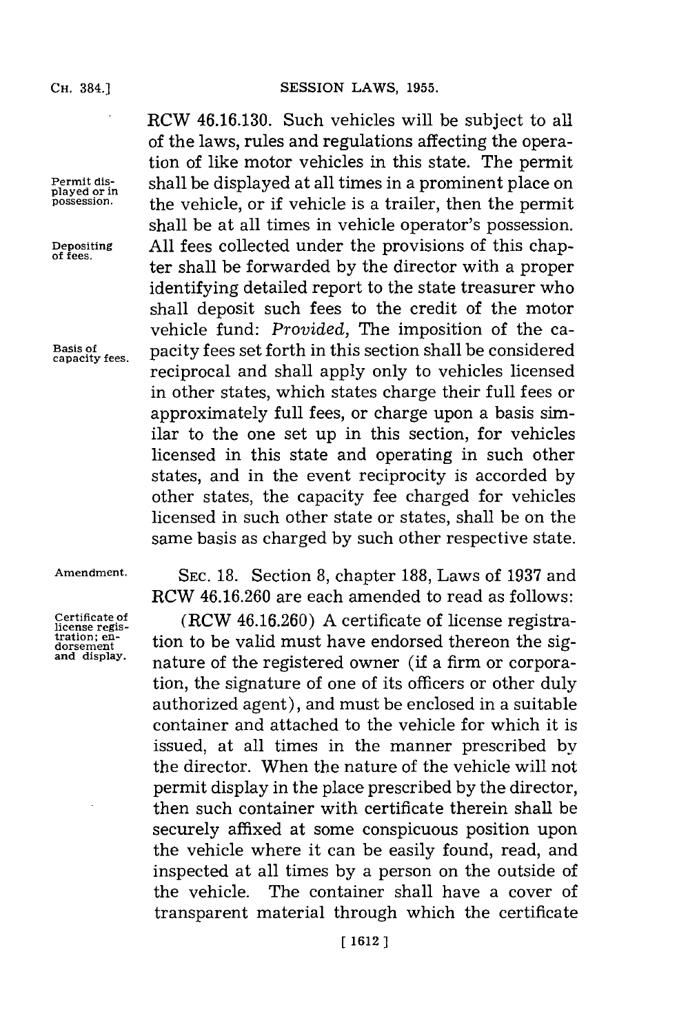RCW 46.16.130. Such vehicles will be subject to all of the laws, rules and regulations affecting the operation of like motor vehicles in this state. The permit shall be displayed at all times in a prominent place on the vehicle, or if vehicle is a trailer, then the permit shall be at all times in vehicle operator's possession. All fees collected under the provisions of this chapter shall be forwarded by the director with a proper identifying detailed report to the state treasurer who shall deposit such fees to the credit of the motor vehicle fund: *Provided,* The imposition of the capacity fees set forth in this section shall be considered reciprocal and shall apply only to vehicles licensed in other states, which states charge their full fees or approximately full fees, or charge upon a basis similar to the one set up in this section, for vehicles licensed in this state and operating in such other states, and in the event reciprocity is accorded by other states, the capacity fee charged for vehicles licensed in such other state or states, shall be on the same basis as charged by such other respective state.

SEC. 18. Section 8, chapter 188, Laws of 1937 and RCW 46.16.260 are each amended to read as follows:

(RCW 46.16.260) A certificate of license registration to be valid must have endorsed thereon the signature of the registered owner (if a firm or corporation, the signature of one of its officers or other duly authorized agent), and must be enclosed in a suitable container and attached to the vehicle for which it is issued, at all times in the manner prescribed by the director. When the nature of the vehicle will not permit display in the place prescribed by the director, then such container with certificate therein shall be securely affixed at some conspicuous position upon the vehicle where it can be easily found, read, and inspected at all times by a person on the outside of the vehicle. The container shall have a cover of transparent material through which the certificate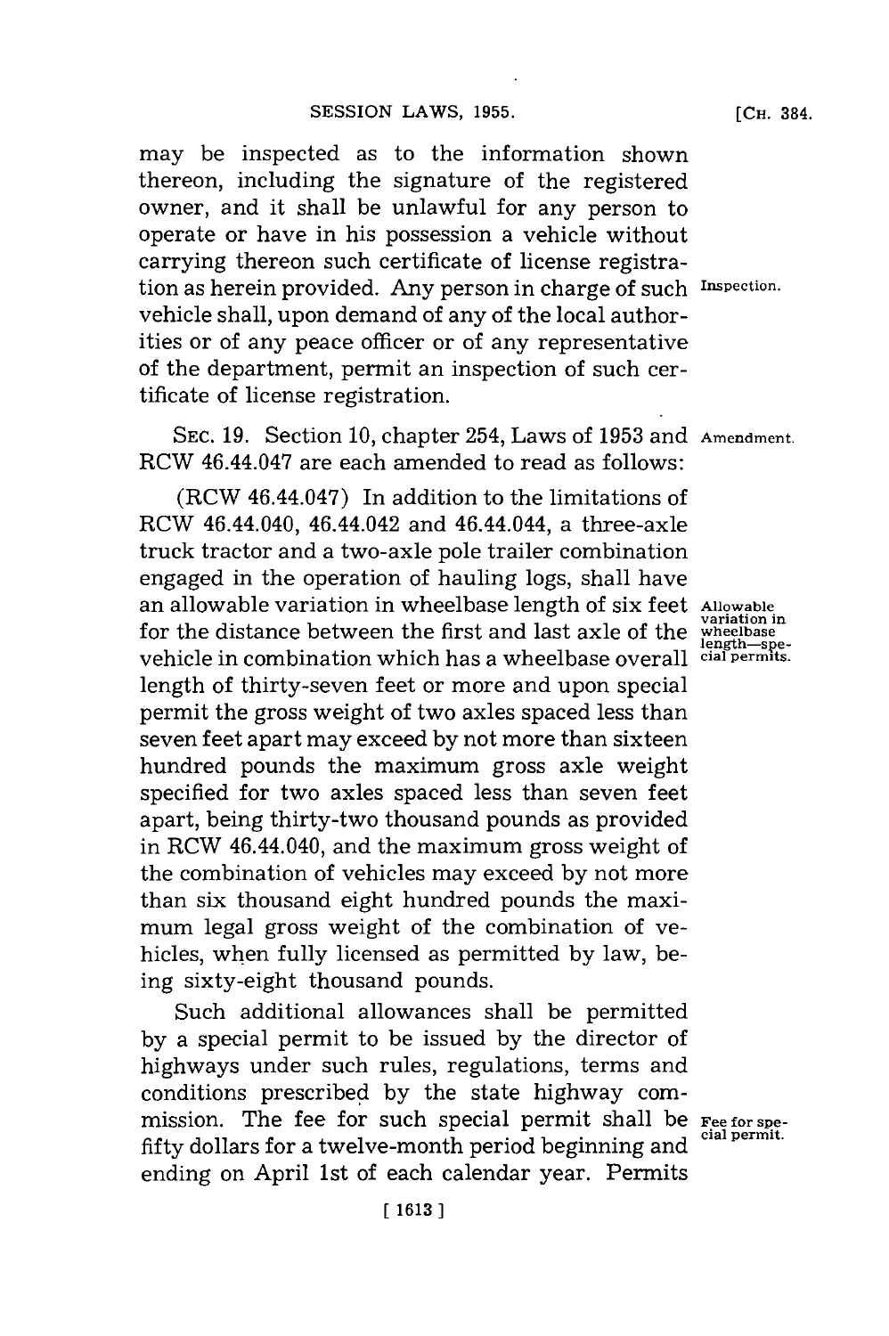may be inspected as to the information shown thereon, including the signature of the registered owner, and it shall be unlawful for any person to operate or have in his possession a vehicle without carrying thereon such certificate of license registration as herein provided. Any person in charge of such vehicle shall, upon demand of any of the local authorities or of any peace officer or of any representative of the department, permit an inspection of such certificate of license registration.

Inspection.

SEC. 19. Section 10, chapter 254, Laws of 1953 and RCW 46.44.047 are each amended to read as follows:

Amendment.

(RCW 46.44.047) In addition to the limitations of RCW 46.44.040, 46.44.042 and 46.44.044, a three-axle truck tractor and a two-axle pole trailer combination engaged in the operation of hauling logs, shall have an allowable variation in wheelbase length of six feet for the distance between the first and last axle of the vehicle in combination which has a wheelbase overall length of thirty-seven feet or more and upon special permit the gross weight of two axles spaced less than seven feet apart may exceed by not more than sixteen hundred pounds the maximum gross axle weight specified for two axles spaced less than seven feet apart, being thirty-two thousand pounds as provided in RCW 46.44.040, and the maximum gross weight of the combination of vehicles may exceed by not more than six thousand eight hundred pounds the maximum legal gross weight of the combination of vehicles, when fully licensed as permitted by law, being sixty-eight thousand pounds.

Allowable variation in wheelbase length—special permits.

Such additional allowances shall be permitted by a special permit to be issued by the director of highways under such rules, regulations, terms and conditions prescribed by the state highway commission. The fee for such special permit shall be fifty dollars for a twelve-month period beginning and ending on April 1st of each calendar year. Permits

Fee for special permit.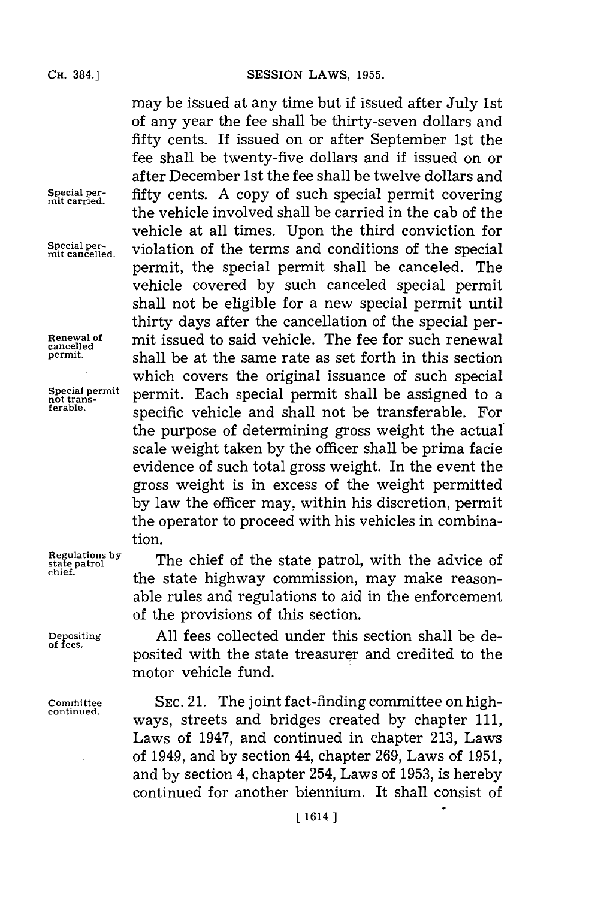may be issued at any time but if issued after July 1st of any year the fee shall be thirty-seven dollars and fifty cents. If issued on or after September 1st the fee shall be twenty-five dollars and if issued on or after December 1st the fee shall be twelve dollars and fifty cents. A copy of such special permit covering the vehicle involved shall be carried in the cab of the vehicle at all times. Upon the third conviction for violation of the terms and conditions of the special permit, the special permit shall be canceled. The vehicle covered by such canceled special permit shall not be eligible for a new special permit until thirty days after the cancellation of the special permit issued to said vehicle. The fee for such renewal shall be at the same rate as set forth in this section which covers the original issuance of such special permit. Each special permit shall be assigned to a specific vehicle and shall not be transferable. For the purpose of determining gross weight the actual scale weight taken by the officer shall be prima facie evidence of such total gross weight. In the event the gross weight is in excess of the weight permitted by law the officer may, within his discretion, permit the operator to proceed with his vehicles in combination.

*Special permit carried.*

*Special permit cancelled.*

*Renewal of cancelled permit.*

*Special permit not transferable.*

*Regulations by state patrol chief.*

The chief of the state patrol, with the advice of the state highway commission, may make reasonable rules and regulations to aid in the enforcement of the provisions of this section.

*Depositing of fees.*

All fees collected under this section shall be deposited with the state treasurer and credited to the motor vehicle fund.

*Committee continued.*

SEC. 21. The joint fact-finding committee on highways, streets and bridges created by chapter 111, Laws of 1947, and continued in chapter 213, Laws of 1949, and by section 44, chapter 269, Laws of 1951, and by section 4, chapter 254, Laws of 1953, is hereby continued for another biennium. It shall consist of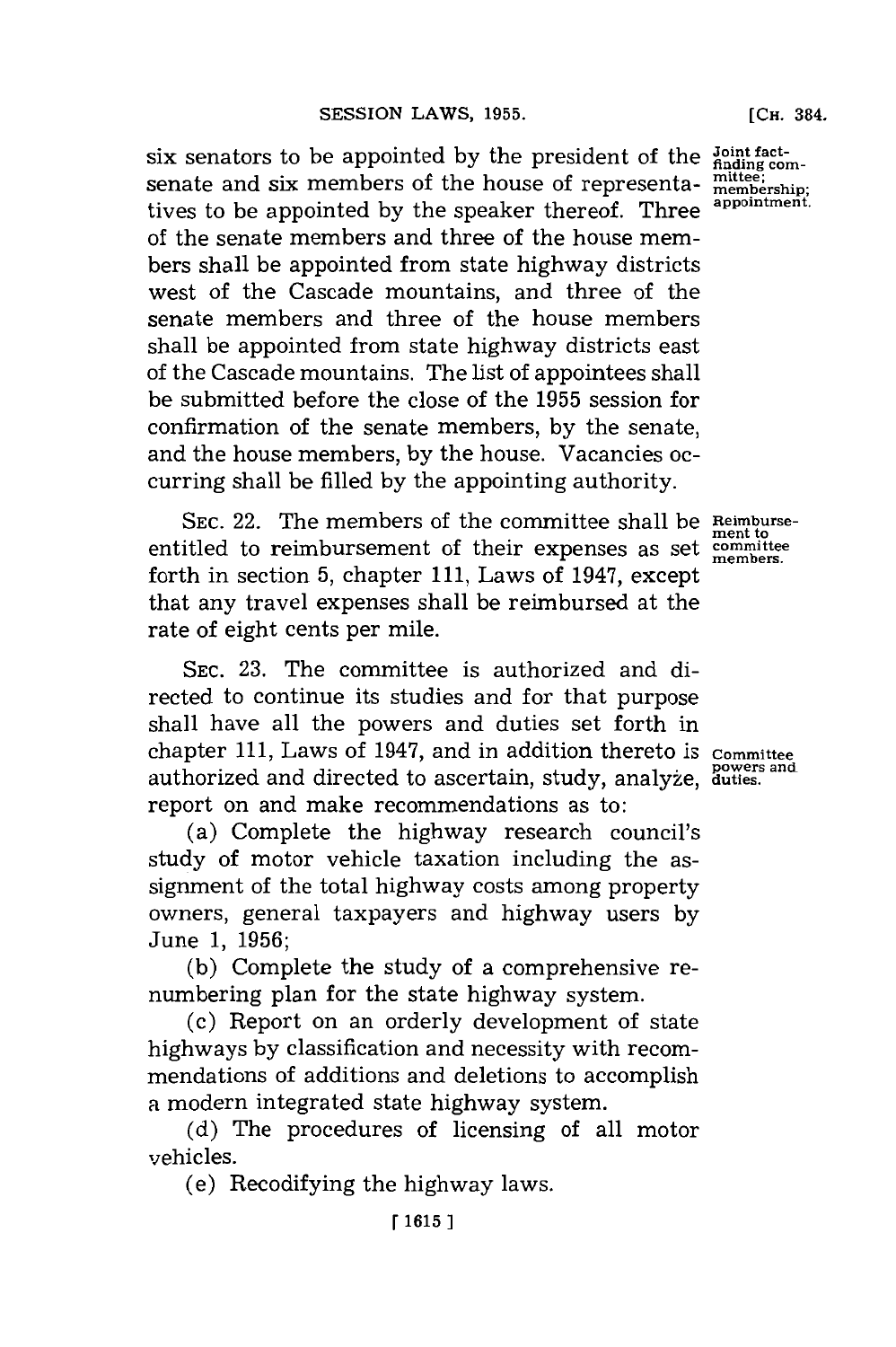six senators to be appointed by the president of the senate and six members of the house of representatives to be appointed by the speaker thereof. Three of the senate members and three of the house members shall be appointed from state highway districts west of the Cascade mountains, and three of the senate members and three of the house members shall be appointed from state highway districts east of the Cascade mountains. The list of appointees shall be submitted before the close of the 1955 session for confirmation of the senate members, by the senate, and the house members, by the house. Vacancies occurring shall be filled by the appointing authority.

Joint fact-finding committee; membership; appointment.

SEC. 22. The members of the committee shall be entitled to reimbursement of their expenses as set forth in section 5, chapter 111, Laws of 1947, except that any travel expenses shall be reimbursed at the rate of eight cents per mile.

Reimbursement to committee members.

SEC. 23. The committee is authorized and directed to continue its studies and for that purpose shall have all the powers and duties set forth in chapter 111, Laws of 1947, and in addition thereto is authorized and directed to ascertain, study, analyze, report on and make recommendations as to:

Committee powers and duties.

(a) Complete the highway research council's study of motor vehicle taxation including the assignment of the total highway costs among property owners, general taxpayers and highway users by June 1, 1956;

(b) Complete the study of a comprehensive renumbering plan for the state highway system.

(c) Report on an orderly development of state highways by classification and necessity with recommendations of additions and deletions to accomplish a modern integrated state highway system.

(d) The procedures of licensing of all motor vehicles.

(e) Recodifying the highway laws.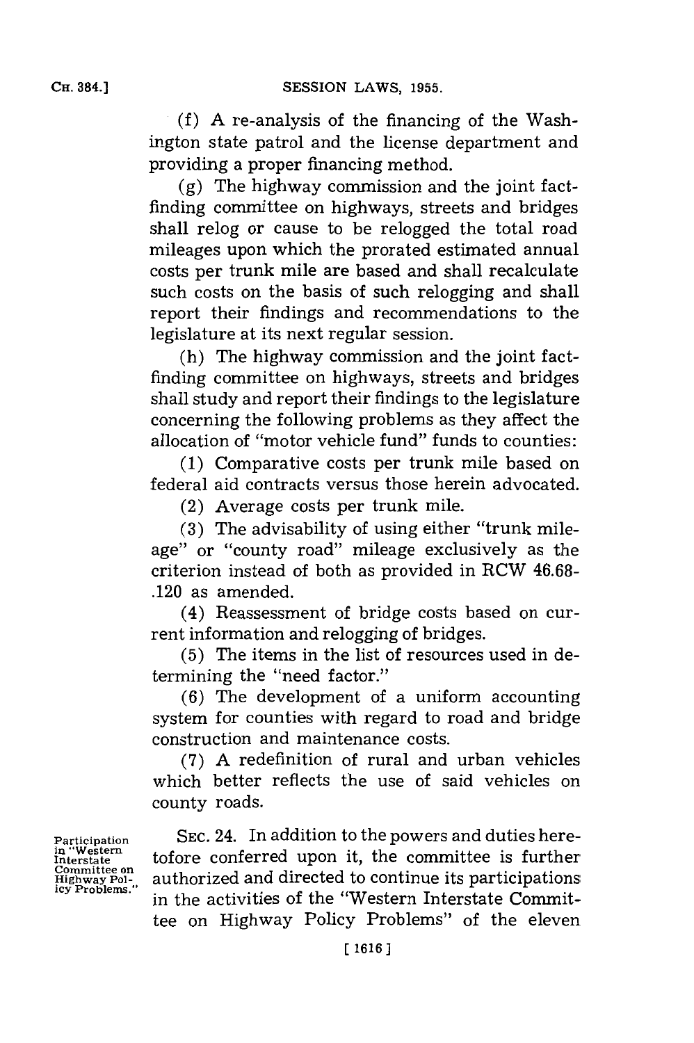(f) A re-analysis of the financing of the Washington state patrol and the license department and providing a proper financing method.

(g) The highway commission and the joint fact-finding committee on highways, streets and bridges shall relog or cause to be relogged the total road mileages upon which the prorated estimated annual costs per trunk mile are based and shall recalculate such costs on the basis of such relogging and shall report their findings and recommendations to the legislature at its next regular session.

(h) The highway commission and the joint fact-finding committee on highways, streets and bridges shall study and report their findings to the legislature concerning the following problems as they affect the allocation of "motor vehicle fund" funds to counties:

(1) Comparative costs per trunk mile based on federal aid contracts versus those herein advocated.

(2) Average costs per trunk mile.

(3) The advisability of using either "trunk mileage" or "county road" mileage exclusively as the criterion instead of both as provided in RCW 46.68-.120 as amended.

(4) Reassessment of bridge costs based on current information and relogging of bridges.

(5) The items in the list of resources used in determining the "need factor."

(6) The development of a uniform accounting system for counties with regard to road and bridge construction and maintenance costs.

(7) A redefinition of rural and urban vehicles which better reflects the use of said vehicles on county roads.

Participation in "Western Interstate Committee on Highway Policy Problems."

SEC. 24. In addition to the powers and duties heretofore conferred upon it, the committee is further authorized and directed to continue its participations in the activities of the "Western Interstate Committee on Highway Policy Problems" of the eleven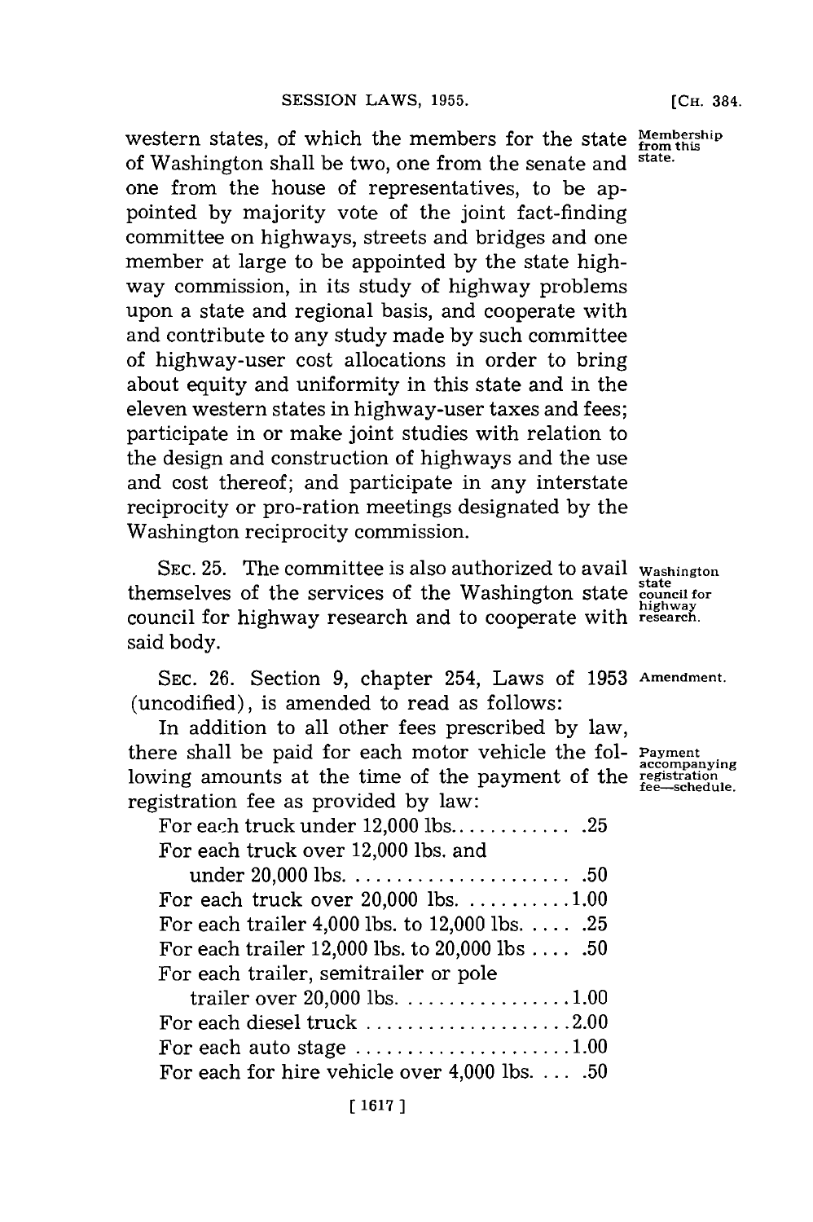western states, of which the members for the state of Washington shall be two, one from the senate and one from the house of representatives, to be appointed by majority vote of the joint fact-finding committee on highways, streets and bridges and one member at large to be appointed by the state highway commission, in its study of highway problems upon a state and regional basis, and cooperate with and contribute to any study made by such committee of highway-user cost allocations in order to bring about equity and uniformity in this state and in the eleven western states in highway-user taxes and fees; participate in or make joint studies with relation to the design and construction of highways and the use and cost thereof; and participate in any interstate reciprocity or pro-ration meetings designated by the Washington reciprocity commission.

*Membership from this state.*

SEC. 25. The committee is also authorized to avail themselves of the services of the Washington state council for highway research and to cooperate with said body.

*Washington state council for highway research.*

SEC. 26. Section 9, chapter 254, Laws of 1953 (uncodified), is amended to read as follows:

*Amendment.*

In addition to all other fees prescribed by law, there shall be paid for each motor vehicle the following amounts at the time of the payment of the registration fee as provided by law:

*Payment accompanying registration fee—schedule.*

For each truck under 12,000 lbs. . . . . . . . . . . . .25
For each truck over 12,000 lbs. and under 20,000 lbs. . . . . . . . . . . . . . . . . . . . . . .50
For each truck over 20,000 lbs. . . . . . . . . . .1.00
For each trailer 4,000 lbs. to 12,000 lbs. . . . . .25
For each trailer 12,000 lbs. to 20,000 lbs . . . . .50
For each trailer, semitrailer or pole trailer over 20,000 lbs. . . . . . . . . . . . . . . . .1.00
For each diesel truck . . . . . . . . . . . . . . . . . . . .2.00
For each auto stage . . . . . . . . . . . . . . . . . . . . .1.00
For each for hire vehicle over 4,000 lbs. . . . .50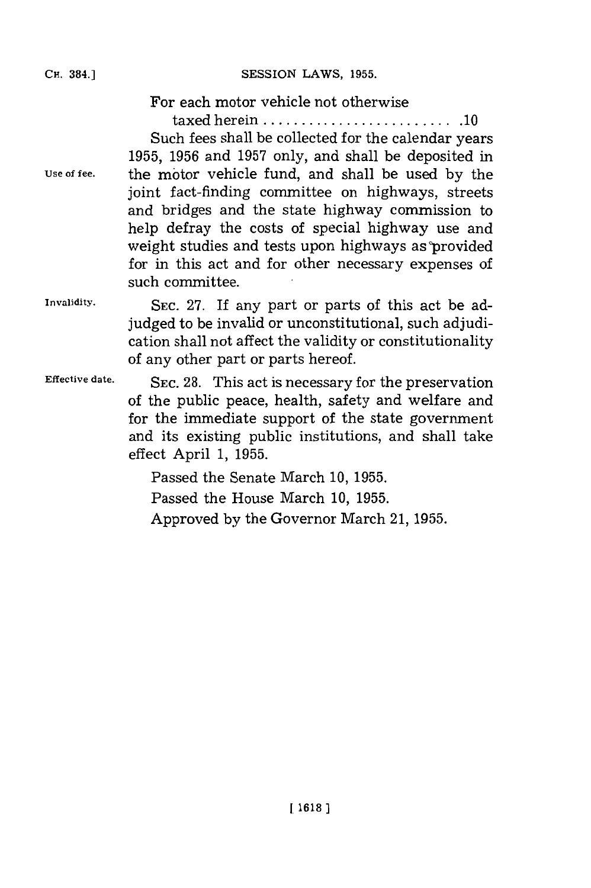For each motor vehicle not otherwise taxed herein .......................... .10

Use of fee. Such fees shall be collected for the calendar years 1955, 1956 and 1957 only, and shall be deposited in the motor vehicle fund, and shall be used by the joint fact-finding committee on highways, streets and bridges and the state highway commission to help defray the costs of special highway use and weight studies and tests upon highways as provided for in this act and for other necessary expenses of such committee.

Invalidity. SEC. 27. If any part or parts of this act be adjudged to be invalid or unconstitutional, such adjudication shall not affect the validity or constitutionality of any other part or parts hereof.

Effective date. SEC. 28. This act is necessary for the preservation of the public peace, health, safety and welfare and for the immediate support of the state government and its existing public institutions, and shall take effect April 1, 1955.

Passed the Senate March 10, 1955.

Passed the House March 10, 1955.

Approved by the Governor March 21, 1955.